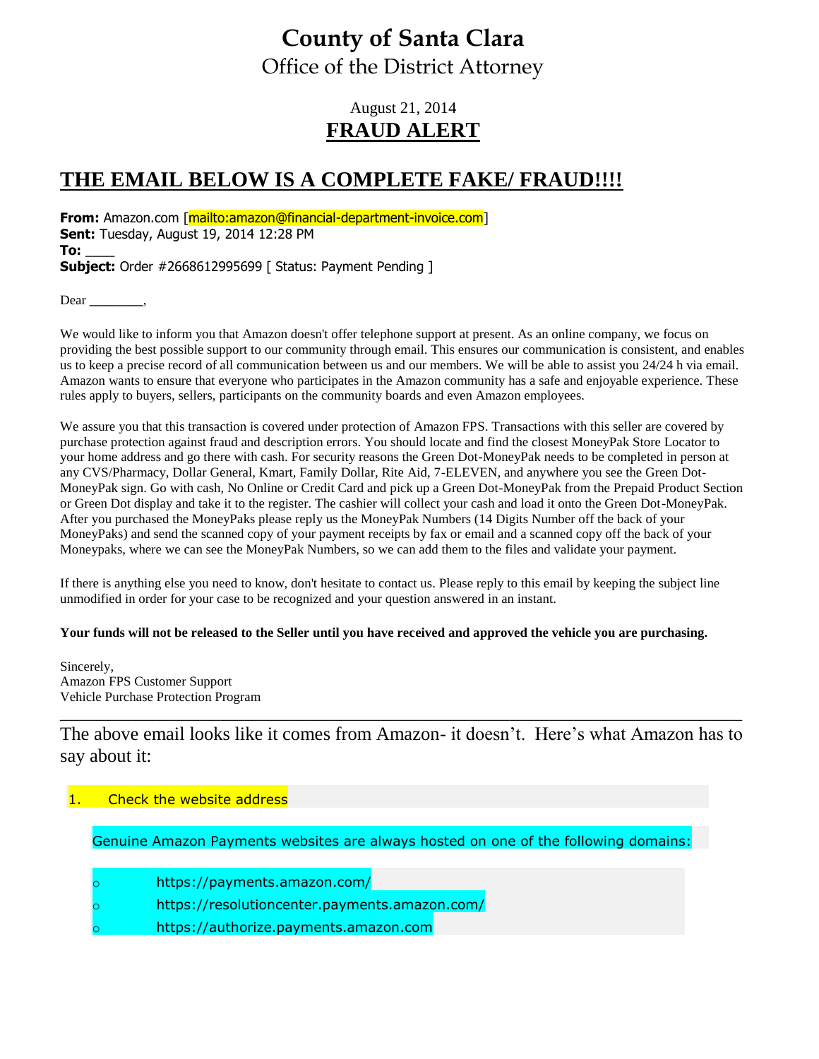# County of Santa Clara

## Office of the District Attorney

August 21, 2014

## FRAUD ALERT

## THE EMAIL BELOW IS A COMPLETE FAKE/ FRAUD!!!!

**From:** Amazon.com [mailto:amazon@financial-department-invoice.com]
**Sent:** Tuesday, August 19, 2014 12:28 PM
**To:** ____
**Subject:** Order #2668612995699 [ Status: Payment Pending ]

Dear ________,

We would like to inform you that Amazon doesn't offer telephone support at present. As an online company, we focus on providing the best possible support to our community through email. This ensures our communication is consistent, and enables us to keep a precise record of all communication between us and our members. We will be able to assist you 24/24 h via email. Amazon wants to ensure that everyone who participates in the Amazon community has a safe and enjoyable experience. These rules apply to buyers, sellers, participants on the community boards and even Amazon employees.

We assure you that this transaction is covered under protection of Amazon FPS. Transactions with this seller are covered by purchase protection against fraud and description errors. You should locate and find the closest MoneyPak Store Locator to your home address and go there with cash. For security reasons the Green Dot-MoneyPak needs to be completed in person at any CVS/Pharmacy, Dollar General, Kmart, Family Dollar, Rite Aid, 7-ELEVEN, and anywhere you see the Green Dot-MoneyPak sign. Go with cash, No Online or Credit Card and pick up a Green Dot-MoneyPak from the Prepaid Product Section or Green Dot display and take it to the register. The cashier will collect your cash and load it onto the Green Dot-MoneyPak. After you purchased the MoneyPaks please reply us the MoneyPak Numbers (14 Digits Number off the back of your MoneyPaks) and send the scanned copy of your payment receipts by fax or email and a scanned copy off the back of your Moneypaks, where we can see the MoneyPak Numbers, so we can add them to the files and validate your payment.

If there is anything else you need to know, don't hesitate to contact us. Please reply to this email by keeping the subject line unmodified in order for your case to be recognized and your question answered in an instant.

**Your funds will not be released to the Seller until you have received and approved the vehicle you are purchasing.**

Sincerely,
Amazon FPS Customer Support
Vehicle Purchase Protection Program

---

The above email looks like it comes from Amazon- it doesn't. Here's what Amazon has to say about it:

1. Check the website address

   Genuine Amazon Payments websites are always hosted on one of the following domains:

   - https://payments.amazon.com/
   - https://resolutioncenter.payments.amazon.com/
   - https://authorize.payments.amazon.com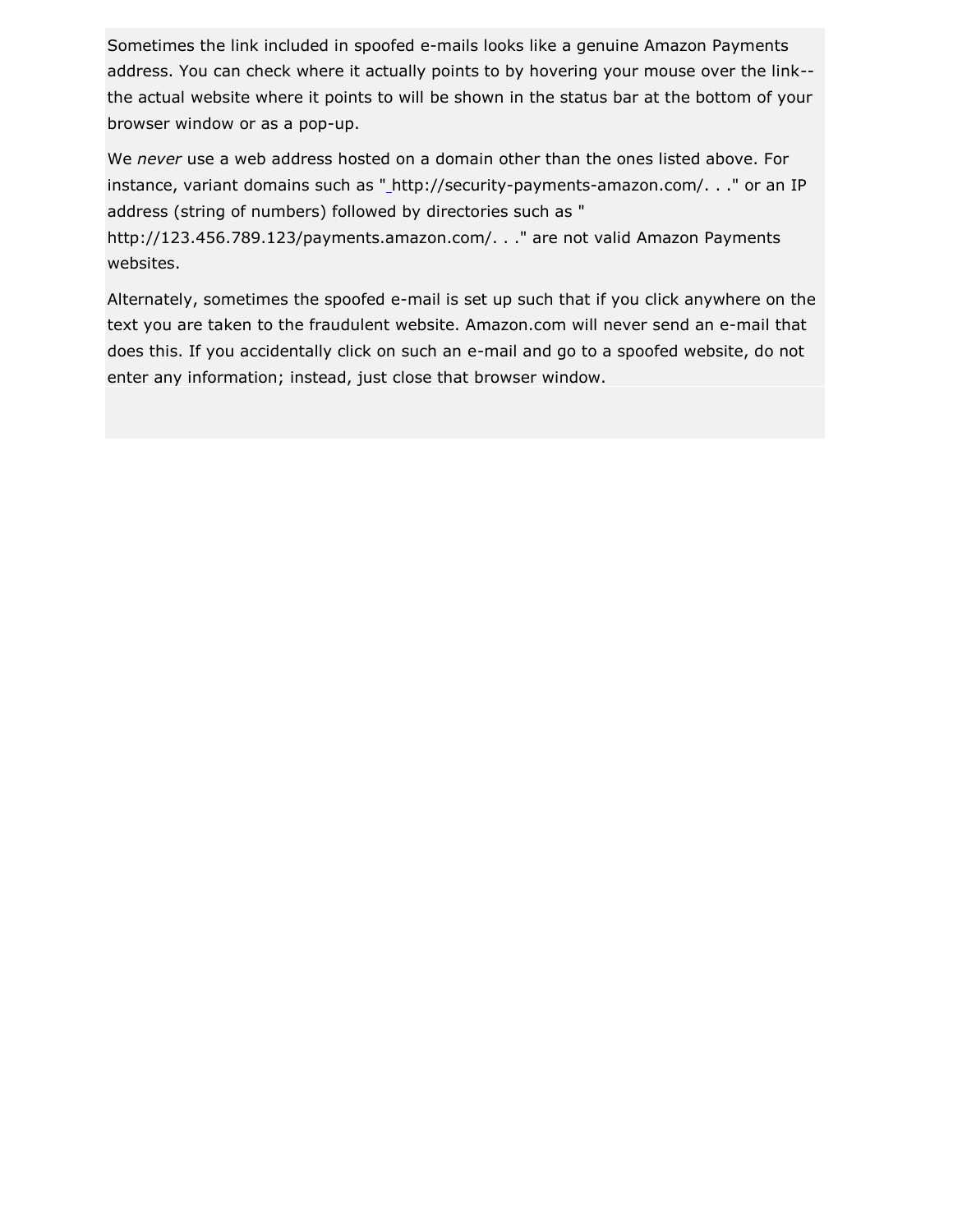Sometimes the link included in spoofed e-mails looks like a genuine Amazon Payments address. You can check where it actually points to by hovering your mouse over the link--the actual website where it points to will be shown in the status bar at the bottom of your browser window or as a pop-up.

We *never* use a web address hosted on a domain other than the ones listed above. For instance, variant domains such as " http://security-payments-amazon.com/. . ." or an IP address (string of numbers) followed by directories such as " http://123.456.789.123/payments.amazon.com/. . ." are not valid Amazon Payments websites.

Alternately, sometimes the spoofed e-mail is set up such that if you click anywhere on the text you are taken to the fraudulent website. Amazon.com will never send an e-mail that does this. If you accidentally click on such an e-mail and go to a spoofed website, do not enter any information; instead, just close that browser window.